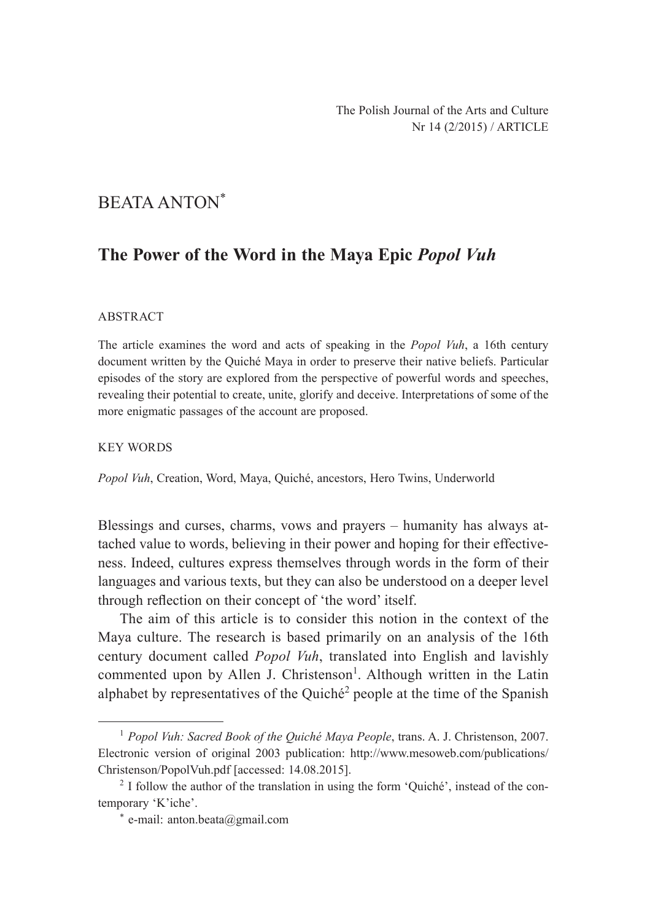# BEATA ANTON[*]

## The Power of the Word in the Maya Epic *Popol Vuh*

ABSTRACT

The article examines the word and acts of speaking in the *Popol Vuh*, a 16th century document written by the Quiché Maya in order to preserve their native beliefs. Particular episodes of the story are explored from the perspective of powerful words and speeches, revealing their potential to create, unite, glorify and deceive. Interpretations of some of the more enigmatic passages of the account are proposed.

KEY WORDS

*Popol Vuh*, Creation, Word, Maya, Quiché, ancestors, Hero Twins, Underworld

Blessings and curses, charms, vows and prayers – humanity has always attached value to words, believing in their power and hoping for their effectiveness. Indeed, cultures express themselves through words in the form of their languages and various texts, but they can also be understood on a deeper level through reflection on their concept of 'the word' itself.

The aim of this article is to consider this notion in the context of the Maya culture. The research is based primarily on an analysis of the 16th century document called *Popol Vuh*, translated into English and lavishly commented upon by Allen J. Christenson[1]. Although written in the Latin alphabet by representatives of the Quiché[2] people at the time of the Spanish

---

[1] *Popol Vuh: Sacred Book of the Quiché Maya People*, trans. A. J. Christenson, 2007. Electronic version of original 2003 publication: http://www.mesoweb.com/publications/Christenson/PopolVuh.pdf [accessed: 14.08.2015].

[2] I follow the author of the translation in using the form 'Quiché', instead of the contemporary 'K'iche'.

[*] e-mail: anton.beata@gmail.com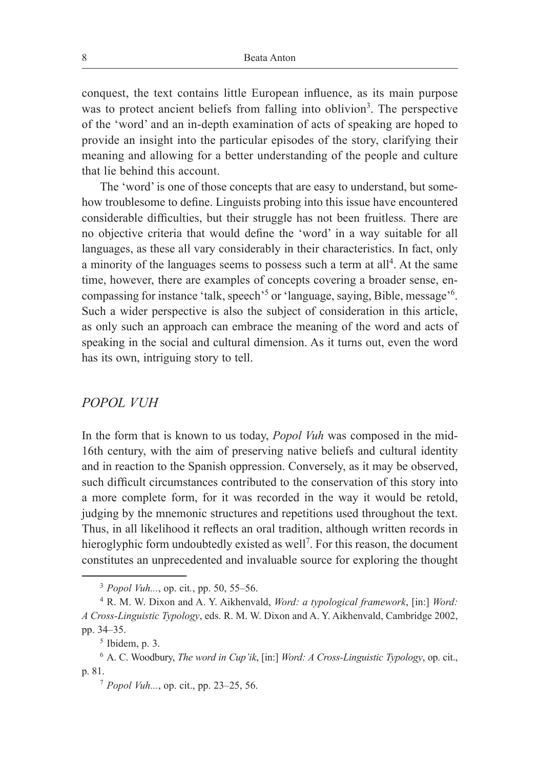conquest, the text contains little European influence, as its main purpose was to protect ancient beliefs from falling into oblivion[3]. The perspective of the 'word' and an in-depth examination of acts of speaking are hoped to provide an insight into the particular episodes of the story, clarifying their meaning and allowing for a better understanding of the people and culture that lie behind this account.

The 'word' is one of those concepts that are easy to understand, but somehow troublesome to define. Linguists probing into this issue have encountered considerable difficulties, but their struggle has not been fruitless. There are no objective criteria that would define the 'word' in a way suitable for all languages, as these all vary considerably in their characteristics. In fact, only a minority of the languages seems to possess such a term at all[4]. At the same time, however, there are examples of concepts covering a broader sense, encompassing for instance 'talk, speech'[5] or 'language, saying, Bible, message'[6]. Such a wider perspective is also the subject of consideration in this article, as only such an approach can embrace the meaning of the word and acts of speaking in the social and cultural dimension. As it turns out, even the word has its own, intriguing story to tell.

## *POPOL VUH*

In the form that is known to us today, *Popol Vuh* was composed in the mid-16th century, with the aim of preserving native beliefs and cultural identity and in reaction to the Spanish oppression. Conversely, as it may be observed, such difficult circumstances contributed to the conservation of this story into a more complete form, for it was recorded in the way it would be retold, judging by the mnemonic structures and repetitions used throughout the text. Thus, in all likelihood it reflects an oral tradition, although written records in hieroglyphic form undoubtedly existed as well[7]. For this reason, the document constitutes an unprecedented and invaluable source for exploring the thought

---

[3] *Popol Vuh...*, op. cit., pp. 50, 55–56.

[4] R. M. W. Dixon and A. Y. Aikhenvald, *Word: a typological framework*, [in:] *Word: A Cross-Linguistic Typology*, eds. R. M. W. Dixon and A. Y. Aikhenvald, Cambridge 2002, pp. 34–35.

[5] Ibidem, p. 3.

[6] A. C. Woodbury, *The word in Cup'ik*, [in:] *Word: A Cross-Linguistic Typology*, op. cit., p. 81.

[7] *Popol Vuh...*, op. cit., pp. 23–25, 56.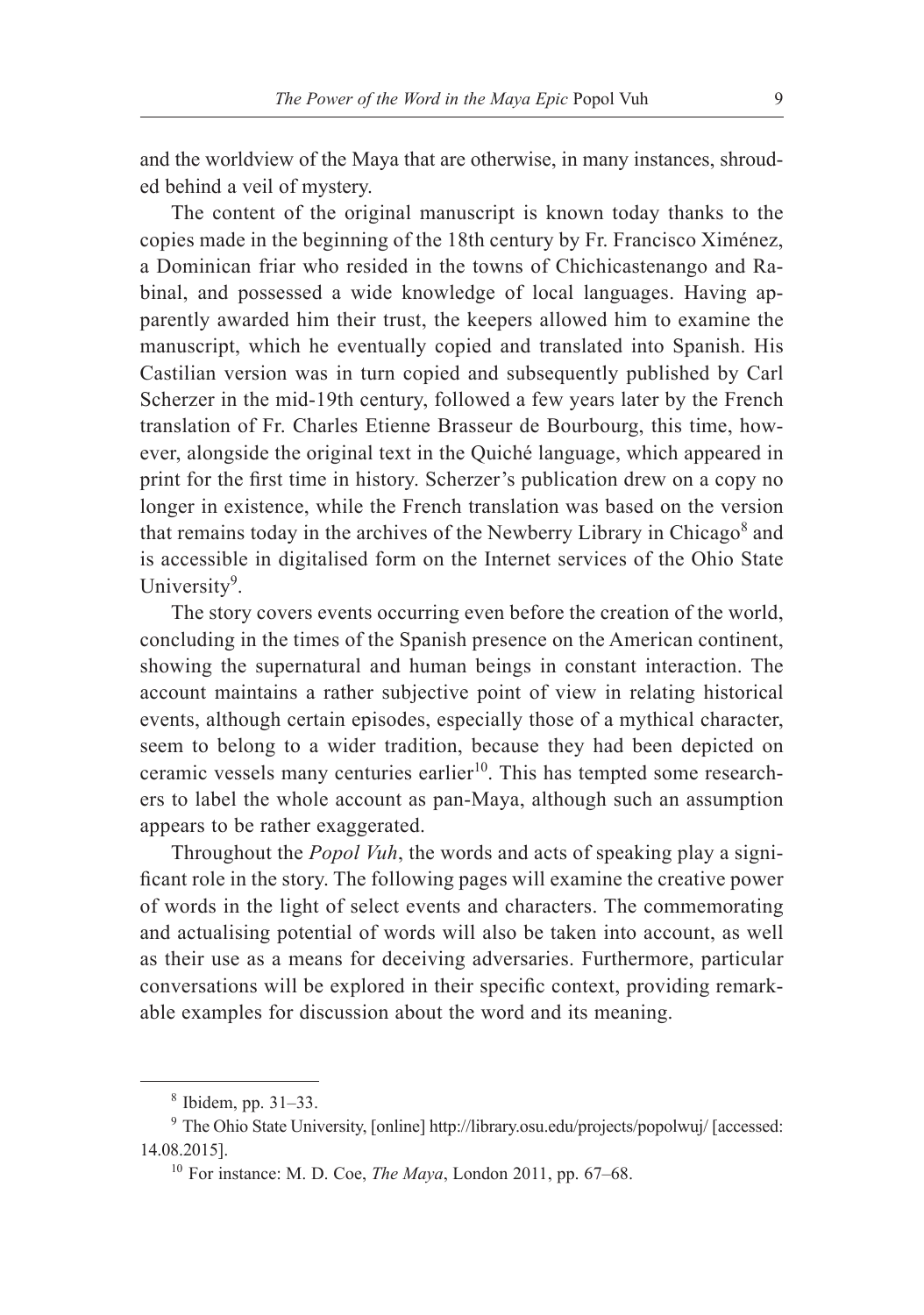and the worldview of the Maya that are otherwise, in many instances, shrouded behind a veil of mystery.

The content of the original manuscript is known today thanks to the copies made in the beginning of the 18th century by Fr. Francisco Ximénez, a Dominican friar who resided in the towns of Chichicastenango and Rabinal, and possessed a wide knowledge of local languages. Having apparently awarded him their trust, the keepers allowed him to examine the manuscript, which he eventually copied and translated into Spanish. His Castilian version was in turn copied and subsequently published by Carl Scherzer in the mid-19th century, followed a few years later by the French translation of Fr. Charles Etienne Brasseur de Bourbourg, this time, however, alongside the original text in the Quiché language, which appeared in print for the first time in history. Scherzer's publication drew on a copy no longer in existence, while the French translation was based on the version that remains today in the archives of the Newberry Library in Chicago[8] and is accessible in digitalised form on the Internet services of the Ohio State University[9].

The story covers events occurring even before the creation of the world, concluding in the times of the Spanish presence on the American continent, showing the supernatural and human beings in constant interaction. The account maintains a rather subjective point of view in relating historical events, although certain episodes, especially those of a mythical character, seem to belong to a wider tradition, because they had been depicted on ceramic vessels many centuries earlier[10]. This has tempted some researchers to label the whole account as pan-Maya, although such an assumption appears to be rather exaggerated.

Throughout the *Popol Vuh*, the words and acts of speaking play a significant role in the story. The following pages will examine the creative power of words in the light of select events and characters. The commemorating and actualising potential of words will also be taken into account, as well as their use as a means for deceiving adversaries. Furthermore, particular conversations will be explored in their specific context, providing remarkable examples for discussion about the word and its meaning.

---

[8] Ibidem, pp. 31–33.

[9] The Ohio State University, [online] http://library.osu.edu/projects/popolwuj/ [accessed: 14.08.2015].

[10] For instance: M. D. Coe, *The Maya*, London 2011, pp. 67–68.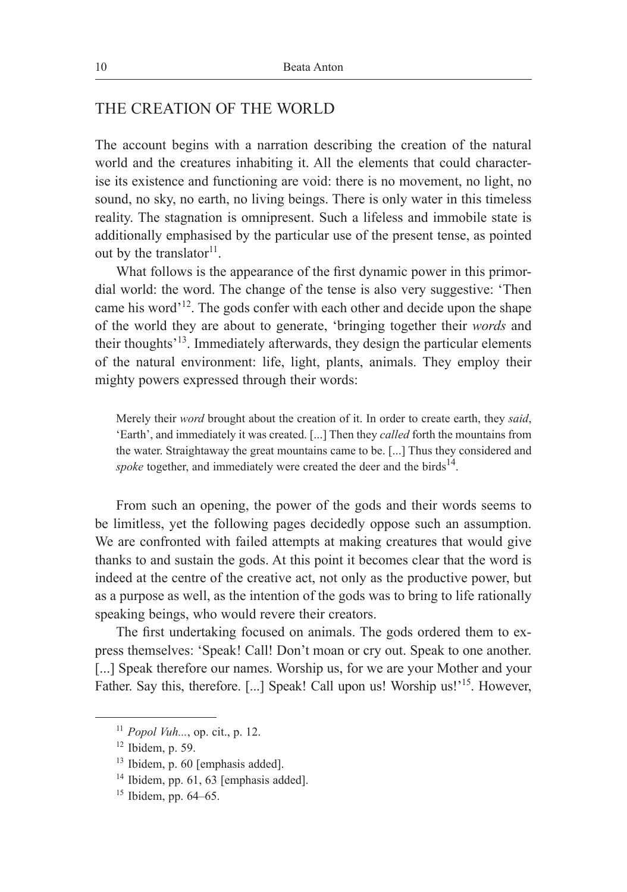## THE CREATION OF THE WORLD

The account begins with a narration describing the creation of the natural world and the creatures inhabiting it. All the elements that could characterise its existence and functioning are void: there is no movement, no light, no sound, no sky, no earth, no living beings. There is only water in this timeless reality. The stagnation is omnipresent. Such a lifeless and immobile state is additionally emphasised by the particular use of the present tense, as pointed out by the translator[11].

What follows is the appearance of the first dynamic power in this primordial world: the word. The change of the tense is also very suggestive: 'Then came his word'[12]. The gods confer with each other and decide upon the shape of the world they are about to generate, 'bringing together their *words* and their thoughts'[13]. Immediately afterwards, they design the particular elements of the natural environment: life, light, plants, animals. They employ their mighty powers expressed through their words:

> Merely their *word* brought about the creation of it. In order to create earth, they *said*, 'Earth', and immediately it was created. [...] Then they *called* forth the mountains from the water. Straightaway the great mountains came to be. [...] Thus they considered and *spoke* together, and immediately were created the deer and the birds[14].

From such an opening, the power of the gods and their words seems to be limitless, yet the following pages decidedly oppose such an assumption. We are confronted with failed attempts at making creatures that would give thanks to and sustain the gods. At this point it becomes clear that the word is indeed at the centre of the creative act, not only as the productive power, but as a purpose as well, as the intention of the gods was to bring to life rationally speaking beings, who would revere their creators.

The first undertaking focused on animals. The gods ordered them to express themselves: 'Speak! Call! Don't moan or cry out. Speak to one another. [...] Speak therefore our names. Worship us, for we are your Mother and your Father. Say this, therefore. [...] Speak! Call upon us! Worship us!'[15]. However,

---

[11] *Popol Vuh...*, op. cit., p. 12.

[12] Ibidem, p. 59.

[13] Ibidem, p. 60 [emphasis added].

[14] Ibidem, pp. 61, 63 [emphasis added].

[15] Ibidem, pp. 64–65.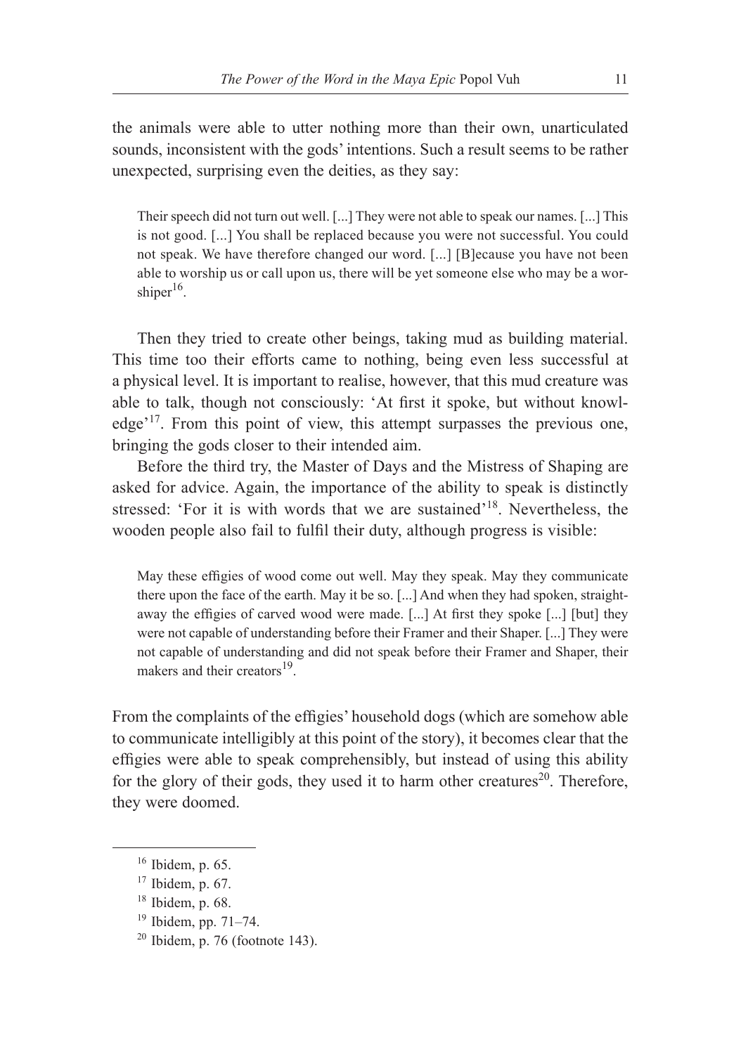the animals were able to utter nothing more than their own, unarticulated sounds, inconsistent with the gods' intentions. Such a result seems to be rather unexpected, surprising even the deities, as they say:

> Their speech did not turn out well. [...] They were not able to speak our names. [...] This is not good. [...] You shall be replaced because you were not successful. You could not speak. We have therefore changed our word. [...] [B]ecause you have not been able to worship us or call upon us, there will be yet someone else who may be a worshiper[16].

Then they tried to create other beings, taking mud as building material. This time too their efforts came to nothing, being even less successful at a physical level. It is important to realise, however, that this mud creature was able to talk, though not consciously: 'At first it spoke, but without knowledge'[17]. From this point of view, this attempt surpasses the previous one, bringing the gods closer to their intended aim.

Before the third try, the Master of Days and the Mistress of Shaping are asked for advice. Again, the importance of the ability to speak is distinctly stressed: 'For it is with words that we are sustained'[18]. Nevertheless, the wooden people also fail to fulfil their duty, although progress is visible:

> May these effigies of wood come out well. May they speak. May they communicate there upon the face of the earth. May it be so. [...] And when they had spoken, straightaway the effigies of carved wood were made. [...] At first they spoke [...] [but] they were not capable of understanding before their Framer and their Shaper. [...] They were not capable of understanding and did not speak before their Framer and Shaper, their makers and their creators[19].

From the complaints of the effigies' household dogs (which are somehow able to communicate intelligibly at this point of the story), it becomes clear that the effigies were able to speak comprehensibly, but instead of using this ability for the glory of their gods, they used it to harm other creatures[20]. Therefore, they were doomed.

---

[16] Ibidem, p. 65.

[17] Ibidem, p. 67.

[18] Ibidem, p. 68.

[19] Ibidem, pp. 71–74.

[20] Ibidem, p. 76 (footnote 143).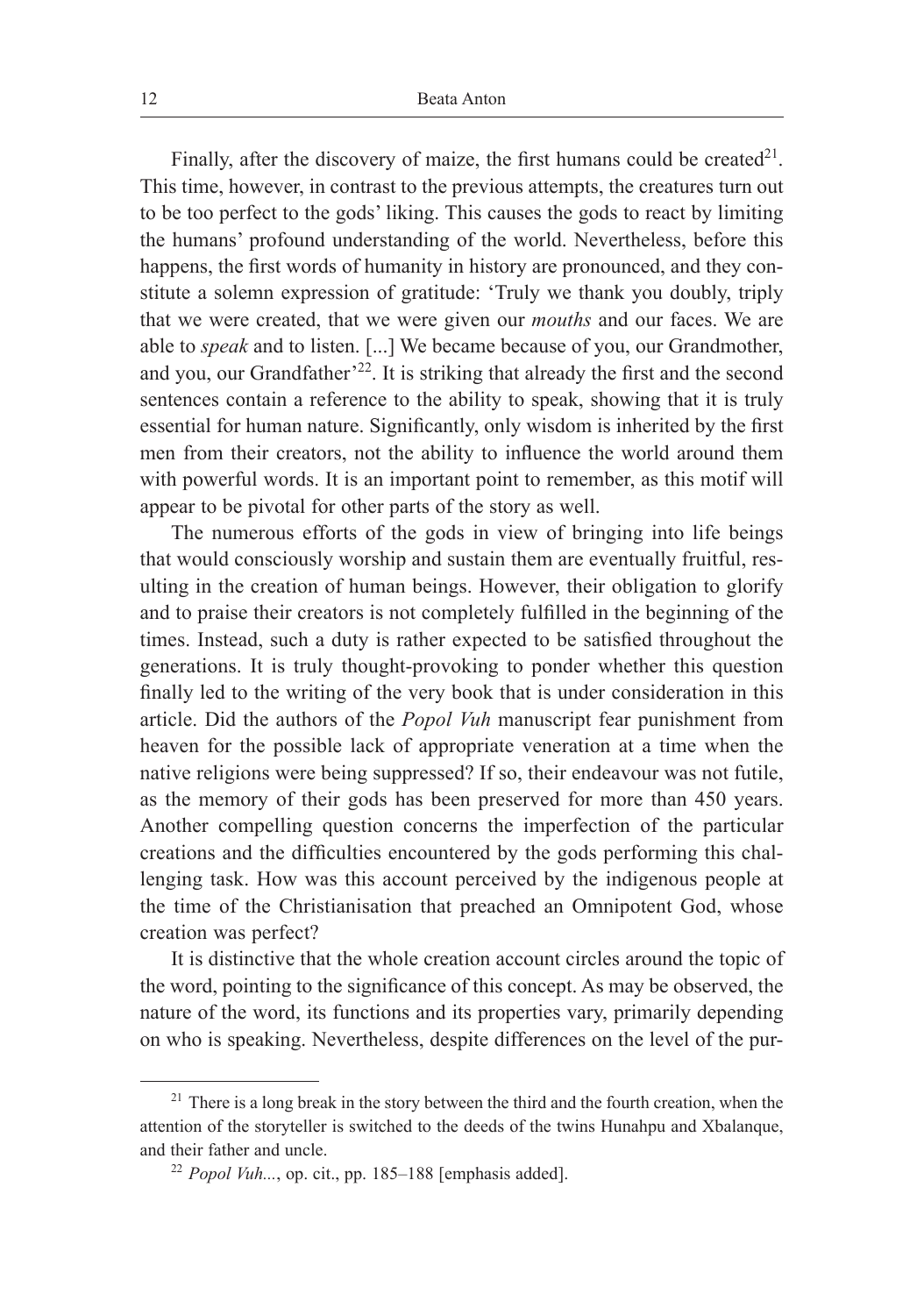Finally, after the discovery of maize, the first humans could be created[21]. This time, however, in contrast to the previous attempts, the creatures turn out to be too perfect to the gods' liking. This causes the gods to react by limiting the humans' profound understanding of the world. Nevertheless, before this happens, the first words of humanity in history are pronounced, and they constitute a solemn expression of gratitude: 'Truly we thank you doubly, triply that we were created, that we were given our *mouths* and our faces. We are able to *speak* and to listen. [...] We became because of you, our Grandmother, and you, our Grandfather'[22]. It is striking that already the first and the second sentences contain a reference to the ability to speak, showing that it is truly essential for human nature. Significantly, only wisdom is inherited by the first men from their creators, not the ability to influence the world around them with powerful words. It is an important point to remember, as this motif will appear to be pivotal for other parts of the story as well.

The numerous efforts of the gods in view of bringing into life beings that would consciously worship and sustain them are eventually fruitful, resulting in the creation of human beings. However, their obligation to glorify and to praise their creators is not completely fulfilled in the beginning of the times. Instead, such a duty is rather expected to be satisfied throughout the generations. It is truly thought-provoking to ponder whether this question finally led to the writing of the very book that is under consideration in this article. Did the authors of the *Popol Vuh* manuscript fear punishment from heaven for the possible lack of appropriate veneration at a time when the native religions were being suppressed? If so, their endeavour was not futile, as the memory of their gods has been preserved for more than 450 years. Another compelling question concerns the imperfection of the particular creations and the difficulties encountered by the gods performing this challenging task. How was this account perceived by the indigenous people at the time of the Christianisation that preached an Omnipotent God, whose creation was perfect?

It is distinctive that the whole creation account circles around the topic of the word, pointing to the significance of this concept. As may be observed, the nature of the word, its functions and its properties vary, primarily depending on who is speaking. Nevertheless, despite differences on the level of the pur-

---

[21] There is a long break in the story between the third and the fourth creation, when the attention of the storyteller is switched to the deeds of the twins Hunahpu and Xbalanque, and their father and uncle.

[22] *Popol Vuh...*, op. cit., pp. 185–188 [emphasis added].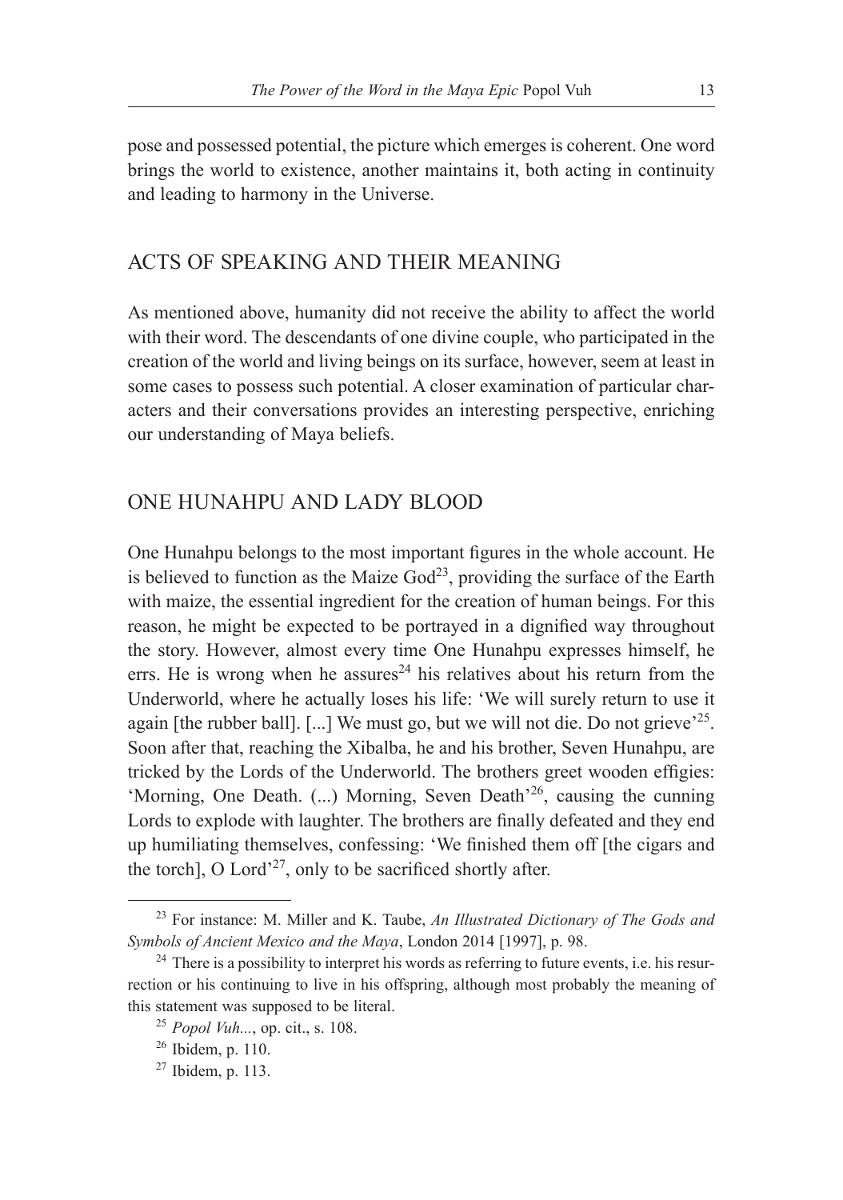pose and possessed potential, the picture which emerges is coherent. One word brings the world to existence, another maintains it, both acting in continuity and leading to harmony in the Universe.

## ACTS OF SPEAKING AND THEIR MEANING

As mentioned above, humanity did not receive the ability to affect the world with their word. The descendants of one divine couple, who participated in the creation of the world and living beings on its surface, however, seem at least in some cases to possess such potential. A closer examination of particular characters and their conversations provides an interesting perspective, enriching our understanding of Maya beliefs.

## ONE HUNAHPU AND LADY BLOOD

One Hunahpu belongs to the most important figures in the whole account. He is believed to function as the Maize God[23], providing the surface of the Earth with maize, the essential ingredient for the creation of human beings. For this reason, he might be expected to be portrayed in a dignified way throughout the story. However, almost every time One Hunahpu expresses himself, he errs. He is wrong when he assures[24] his relatives about his return from the Underworld, where he actually loses his life: 'We will surely return to use it again [the rubber ball]. [...] We must go, but we will not die. Do not grieve'[25]. Soon after that, reaching the Xibalba, he and his brother, Seven Hunahpu, are tricked by the Lords of the Underworld. The brothers greet wooden effigies: 'Morning, One Death. (...) Morning, Seven Death'[26], causing the cunning Lords to explode with laughter. The brothers are finally defeated and they end up humiliating themselves, confessing: 'We finished them off [the cigars and the torch], O Lord'[27], only to be sacrificed shortly after.

---

[23] For instance: M. Miller and K. Taube, *An Illustrated Dictionary of The Gods and Symbols of Ancient Mexico and the Maya*, London 2014 [1997], p. 98.

[24] There is a possibility to interpret his words as referring to future events, i.e. his resurrection or his continuing to live in his offspring, although most probably the meaning of this statement was supposed to be literal.

[25] *Popol Vuh...*, op. cit., s. 108.

[26] Ibidem, p. 110.

[27] Ibidem, p. 113.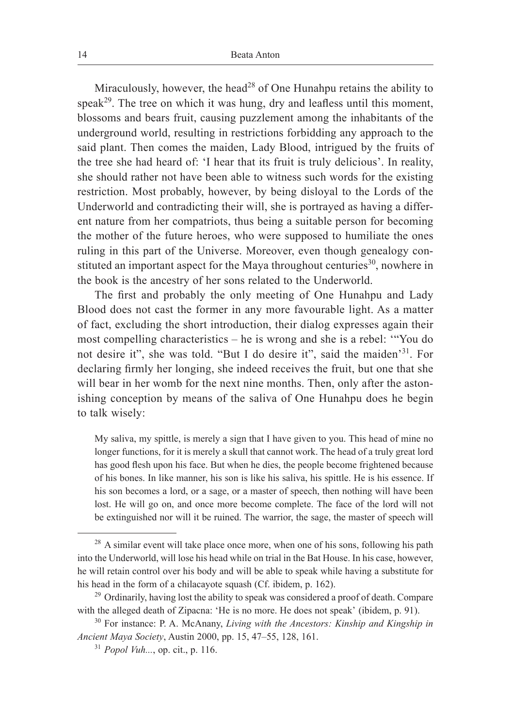Miraculously, however, the head[28] of One Hunahpu retains the ability to speak[29]. The tree on which it was hung, dry and leafless until this moment, blossoms and bears fruit, causing puzzlement among the inhabitants of the underground world, resulting in restrictions forbidding any approach to the said plant. Then comes the maiden, Lady Blood, intrigued by the fruits of the tree she had heard of: 'I hear that its fruit is truly delicious'. In reality, she should rather not have been able to witness such words for the existing restriction. Most probably, however, by being disloyal to the Lords of the Underworld and contradicting their will, she is portrayed as having a different nature from her compatriots, thus being a suitable person for becoming the mother of the future heroes, who were supposed to humiliate the ones ruling in this part of the Universe. Moreover, even though genealogy constituted an important aspect for the Maya throughout centuries[30], nowhere in the book is the ancestry of her sons related to the Underworld.

The first and probably the only meeting of One Hunahpu and Lady Blood does not cast the former in any more favourable light. As a matter of fact, excluding the short introduction, their dialog expresses again their most compelling characteristics – he is wrong and she is a rebel: '"You do not desire it", she was told. "But I do desire it", said the maiden'[31]. For declaring firmly her longing, she indeed receives the fruit, but one that she will bear in her womb for the next nine months. Then, only after the astonishing conception by means of the saliva of One Hunahpu does he begin to talk wisely:

> My saliva, my spittle, is merely a sign that I have given to you. This head of mine no longer functions, for it is merely a skull that cannot work. The head of a truly great lord has good flesh upon his face. But when he dies, the people become frightened because of his bones. In like manner, his son is like his saliva, his spittle. He is his essence. If his son becomes a lord, or a sage, or a master of speech, then nothing will have been lost. He will go on, and once more become complete. The face of the lord will not be extinguished nor will it be ruined. The warrior, the sage, the master of speech will

---

[28] A similar event will take place once more, when one of his sons, following his path into the Underworld, will lose his head while on trial in the Bat House. In his case, however, he will retain control over his body and will be able to speak while having a substitute for his head in the form of a chilacayote squash (Cf. ibidem, p. 162).

[29] Ordinarily, having lost the ability to speak was considered a proof of death. Compare with the alleged death of Zipacna: 'He is no more. He does not speak' (ibidem, p. 91).

[30] For instance: P. A. McAnany, *Living with the Ancestors: Kinship and Kingship in Ancient Maya Society*, Austin 2000, pp. 15, 47–55, 128, 161.

[31] *Popol Vuh...*, op. cit., p. 116.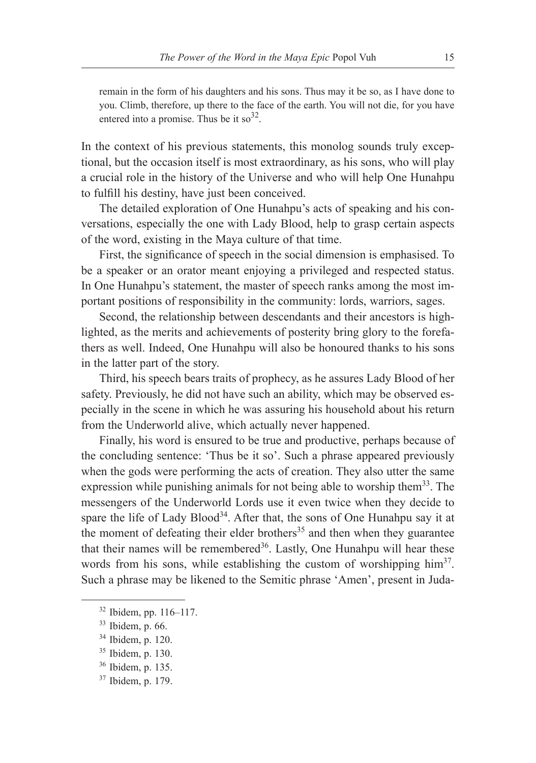> remain in the form of his daughters and his sons. Thus may it be so, as I have done to you. Climb, therefore, up there to the face of the earth. You will not die, for you have entered into a promise. Thus be it so[32].

In the context of his previous statements, this monolog sounds truly exceptional, but the occasion itself is most extraordinary, as his sons, who will play a crucial role in the history of the Universe and who will help One Hunahpu to fulfill his destiny, have just been conceived.

The detailed exploration of One Hunahpu's acts of speaking and his conversations, especially the one with Lady Blood, help to grasp certain aspects of the word, existing in the Maya culture of that time.

First, the significance of speech in the social dimension is emphasised. To be a speaker or an orator meant enjoying a privileged and respected status. In One Hunahpu's statement, the master of speech ranks among the most important positions of responsibility in the community: lords, warriors, sages.

Second, the relationship between descendants and their ancestors is highlighted, as the merits and achievements of posterity bring glory to the forefathers as well. Indeed, One Hunahpu will also be honoured thanks to his sons in the latter part of the story.

Third, his speech bears traits of prophecy, as he assures Lady Blood of her safety. Previously, he did not have such an ability, which may be observed especially in the scene in which he was assuring his household about his return from the Underworld alive, which actually never happened.

Finally, his word is ensured to be true and productive, perhaps because of the concluding sentence: 'Thus be it so'. Such a phrase appeared previously when the gods were performing the acts of creation. They also utter the same expression while punishing animals for not being able to worship them[33]. The messengers of the Underworld Lords use it even twice when they decide to spare the life of Lady Blood[34]. After that, the sons of One Hunahpu say it at the moment of defeating their elder brothers[35] and then when they guarantee that their names will be remembered[36]. Lastly, One Hunahpu will hear these words from his sons, while establishing the custom of worshipping him[37]. Such a phrase may be likened to the Semitic phrase 'Amen', present in Juda-

---

[32] Ibidem, pp. 116–117.

[33] Ibidem, p. 66.

[34] Ibidem, p. 120.

[35] Ibidem, p. 130.

[36] Ibidem, p. 135.

[37] Ibidem, p. 179.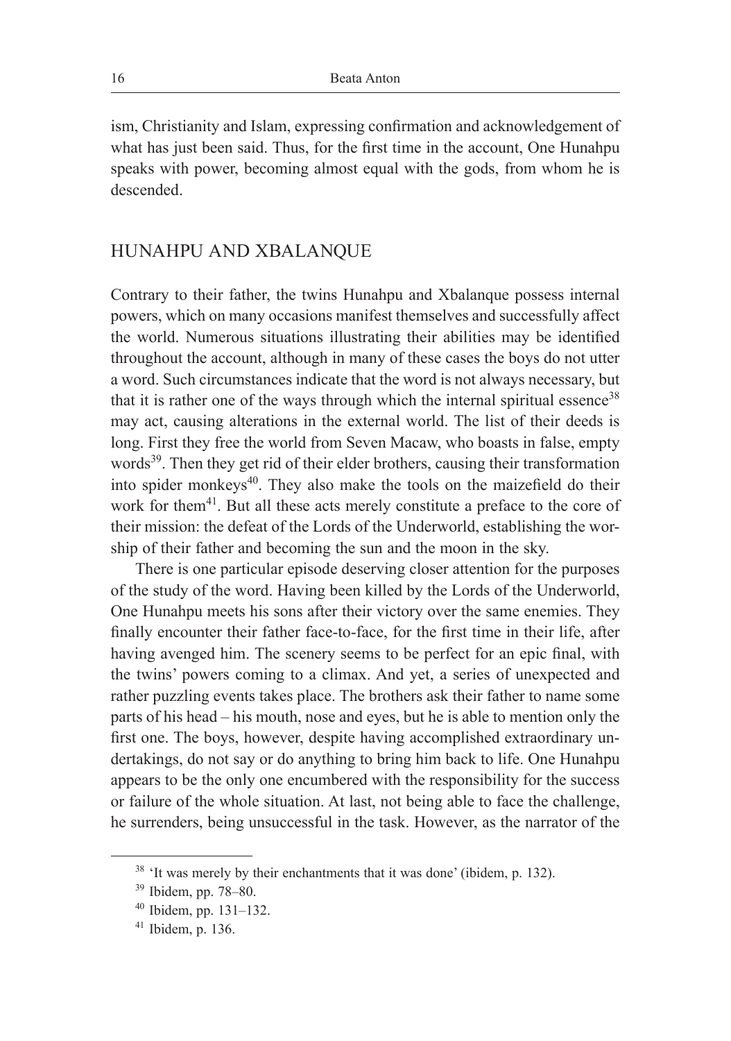ism, Christianity and Islam, expressing confirmation and acknowledgement of what has just been said. Thus, for the first time in the account, One Hunahpu speaks with power, becoming almost equal with the gods, from whom he is descended.

## HUNAHPU AND XBALANQUE

Contrary to their father, the twins Hunahpu and Xbalanque possess internal powers, which on many occasions manifest themselves and successfully affect the world. Numerous situations illustrating their abilities may be identified throughout the account, although in many of these cases the boys do not utter a word. Such circumstances indicate that the word is not always necessary, but that it is rather one of the ways through which the internal spiritual essence[38] may act, causing alterations in the external world. The list of their deeds is long. First they free the world from Seven Macaw, who boasts in false, empty words[39]. Then they get rid of their elder brothers, causing their transformation into spider monkeys[40]. They also make the tools on the maizefield do their work for them[41]. But all these acts merely constitute a preface to the core of their mission: the defeat of the Lords of the Underworld, establishing the worship of their father and becoming the sun and the moon in the sky.

There is one particular episode deserving closer attention for the purposes of the study of the word. Having been killed by the Lords of the Underworld, One Hunahpu meets his sons after their victory over the same enemies. They finally encounter their father face-to-face, for the first time in their life, after having avenged him. The scenery seems to be perfect for an epic final, with the twins' powers coming to a climax. And yet, a series of unexpected and rather puzzling events takes place. The brothers ask their father to name some parts of his head – his mouth, nose and eyes, but he is able to mention only the first one. The boys, however, despite having accomplished extraordinary undertakings, do not say or do anything to bring him back to life. One Hunahpu appears to be the only one encumbered with the responsibility for the success or failure of the whole situation. At last, not being able to face the challenge, he surrenders, being unsuccessful in the task. However, as the narrator of the

---

[38] 'It was merely by their enchantments that it was done' (ibidem, p. 132).

[39] Ibidem, pp. 78–80.

[40] Ibidem, pp. 131–132.

[41] Ibidem, p. 136.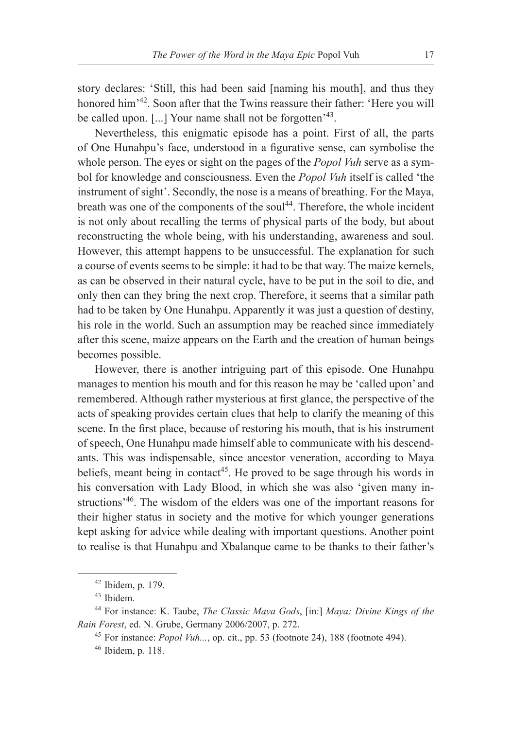story declares: 'Still, this had been said [naming his mouth], and thus they honored him'[42]. Soon after that the Twins reassure their father: 'Here you will be called upon. [...] Your name shall not be forgotten'[43].

Nevertheless, this enigmatic episode has a point. First of all, the parts of One Hunahpu's face, understood in a figurative sense, can symbolise the whole person. The eyes or sight on the pages of the *Popol Vuh* serve as a symbol for knowledge and consciousness. Even the *Popol Vuh* itself is called 'the instrument of sight'. Secondly, the nose is a means of breathing. For the Maya, breath was one of the components of the soul[44]. Therefore, the whole incident is not only about recalling the terms of physical parts of the body, but about reconstructing the whole being, with his understanding, awareness and soul. However, this attempt happens to be unsuccessful. The explanation for such a course of events seems to be simple: it had to be that way. The maize kernels, as can be observed in their natural cycle, have to be put in the soil to die, and only then can they bring the next crop. Therefore, it seems that a similar path had to be taken by One Hunahpu. Apparently it was just a question of destiny, his role in the world. Such an assumption may be reached since immediately after this scene, maize appears on the Earth and the creation of human beings becomes possible.

However, there is another intriguing part of this episode. One Hunahpu manages to mention his mouth and for this reason he may be 'called upon' and remembered. Although rather mysterious at first glance, the perspective of the acts of speaking provides certain clues that help to clarify the meaning of this scene. In the first place, because of restoring his mouth, that is his instrument of speech, One Hunahpu made himself able to communicate with his descendants. This was indispensable, since ancestor veneration, according to Maya beliefs, meant being in contact[45]. He proved to be sage through his words in his conversation with Lady Blood, in which she was also 'given many instructions'[46]. The wisdom of the elders was one of the important reasons for their higher status in society and the motive for which younger generations kept asking for advice while dealing with important questions. Another point to realise is that Hunahpu and Xbalanque came to be thanks to their father's

---

[42] Ibidem, p. 179.

[43] Ibidem.

[44] For instance: K. Taube, *The Classic Maya Gods*, [in:] *Maya: Divine Kings of the Rain Forest*, ed. N. Grube, Germany 2006/2007, p. 272.

[45] For instance: *Popol Vuh...*, op. cit., pp. 53 (footnote 24), 188 (footnote 494).

[46] Ibidem, p. 118.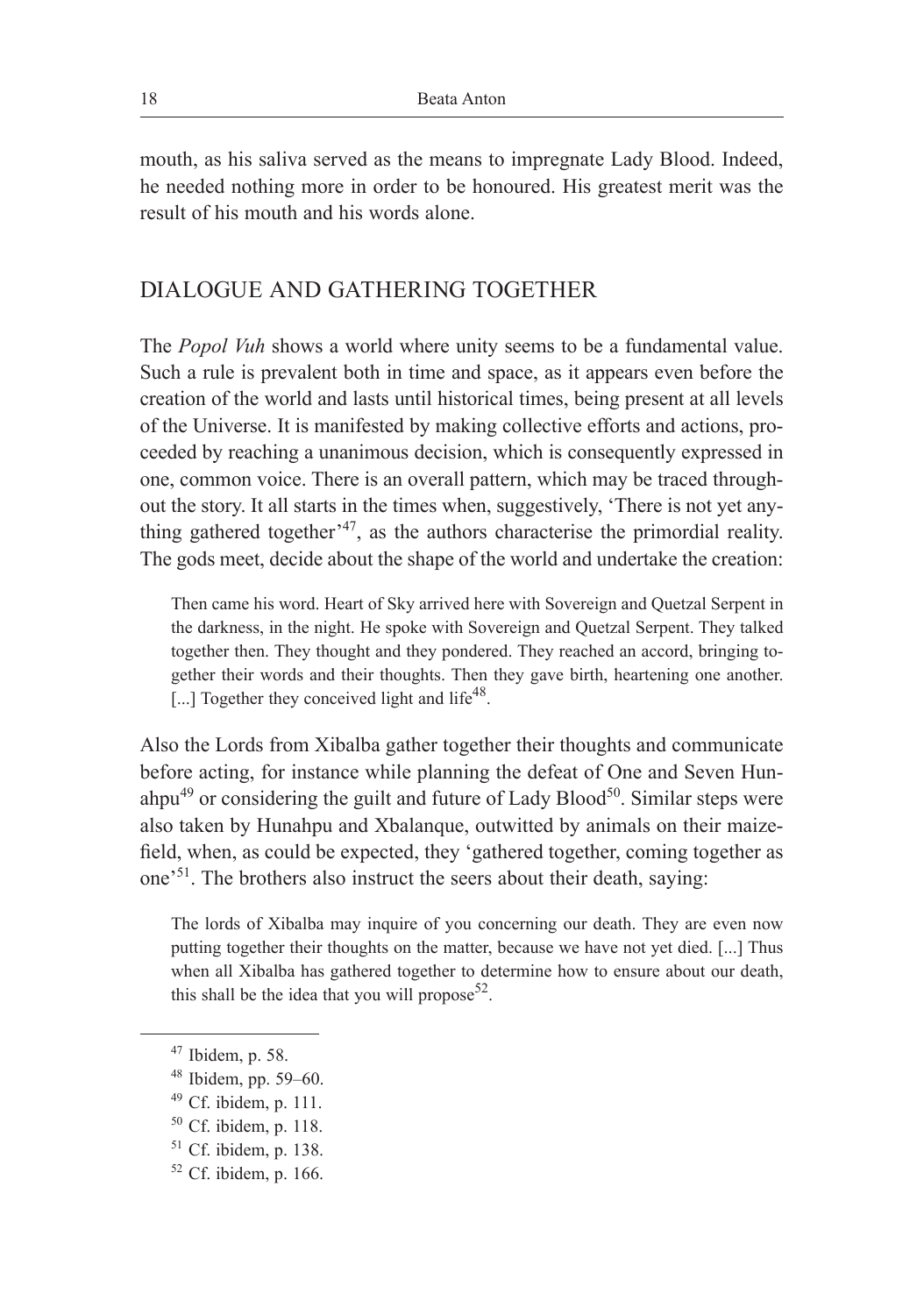mouth, as his saliva served as the means to impregnate Lady Blood. Indeed, he needed nothing more in order to be honoured. His greatest merit was the result of his mouth and his words alone.

## DIALOGUE AND GATHERING TOGETHER

The *Popol Vuh* shows a world where unity seems to be a fundamental value. Such a rule is prevalent both in time and space, as it appears even before the creation of the world and lasts until historical times, being present at all levels of the Universe. It is manifested by making collective efforts and actions, proceeded by reaching a unanimous decision, which is consequently expressed in one, common voice. There is an overall pattern, which may be traced throughout the story. It all starts in the times when, suggestively, 'There is not yet anything gathered together'[47], as the authors characterise the primordial reality. The gods meet, decide about the shape of the world and undertake the creation:

> Then came his word. Heart of Sky arrived here with Sovereign and Quetzal Serpent in the darkness, in the night. He spoke with Sovereign and Quetzal Serpent. They talked together then. They thought and they pondered. They reached an accord, bringing together their words and their thoughts. Then they gave birth, heartening one another. [...] Together they conceived light and life[48].

Also the Lords from Xibalba gather together their thoughts and communicate before acting, for instance while planning the defeat of One and Seven Hunahpu[49] or considering the guilt and future of Lady Blood[50]. Similar steps were also taken by Hunahpu and Xbalanque, outwitted by animals on their maize-field, when, as could be expected, they 'gathered together, coming together as one'[51]. The brothers also instruct the seers about their death, saying:

> The lords of Xibalba may inquire of you concerning our death. They are even now putting together their thoughts on the matter, because we have not yet died. [...] Thus when all Xibalba has gathered together to determine how to ensure about our death, this shall be the idea that you will propose[52].

[47] Ibidem, p. 58.

[48] Ibidem, pp. 59–60.

[49] Cf. ibidem, p. 111.

[50] Cf. ibidem, p. 118.

[51] Cf. ibidem, p. 138.

[52] Cf. ibidem, p. 166.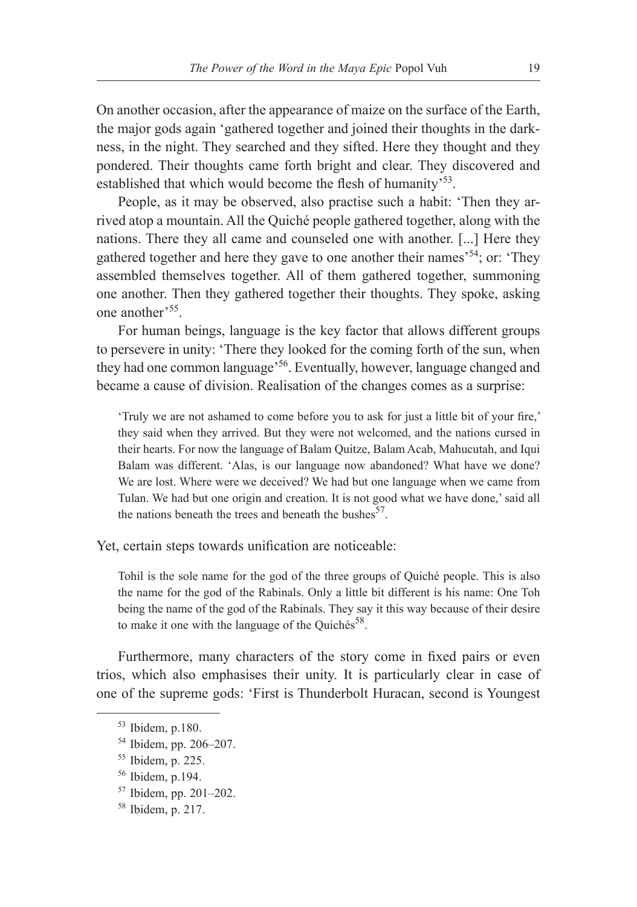On another occasion, after the appearance of maize on the surface of the Earth, the major gods again 'gathered together and joined their thoughts in the darkness, in the night. They searched and they sifted. Here they thought and they pondered. Their thoughts came forth bright and clear. They discovered and established that which would become the flesh of humanity'[53].

People, as it may be observed, also practise such a habit: 'Then they arrived atop a mountain. All the Quiché people gathered together, along with the nations. There they all came and counseled one with another. [...] Here they gathered together and here they gave to one another their names'[54]; or: 'They assembled themselves together. All of them gathered together, summoning one another. Then they gathered together their thoughts. They spoke, asking one another'[55].

For human beings, language is the key factor that allows different groups to persevere in unity: 'There they looked for the coming forth of the sun, when they had one common language'[56]. Eventually, however, language changed and became a cause of division. Realisation of the changes comes as a surprise:

> 'Truly we are not ashamed to come before you to ask for just a little bit of your fire,' they said when they arrived. But they were not welcomed, and the nations cursed in their hearts. For now the language of Balam Quitze, Balam Acab, Mahucutah, and Iqui Balam was different. 'Alas, is our language now abandoned? What have we done? We are lost. Where were we deceived? We had but one language when we came from Tulan. We had but one origin and creation. It is not good what we have done,' said all the nations beneath the trees and beneath the bushes[57].

Yet, certain steps towards unification are noticeable:

> Tohil is the sole name for the god of the three groups of Quiché people. This is also the name for the god of the Rabinals. Only a little bit different is his name: One Toh being the name of the god of the Rabinals. They say it this way because of their desire to make it one with the language of the Quichés[58].

Furthermore, many characters of the story come in fixed pairs or even trios, which also emphasises their unity. It is particularly clear in case of one of the supreme gods: 'First is Thunderbolt Huracan, second is Youngest

---

[53] Ibidem, p.180.

[54] Ibidem, pp. 206–207.

[55] Ibidem, p. 225.

[56] Ibidem, p.194.

[57] Ibidem, pp. 201–202.

[58] Ibidem, p. 217.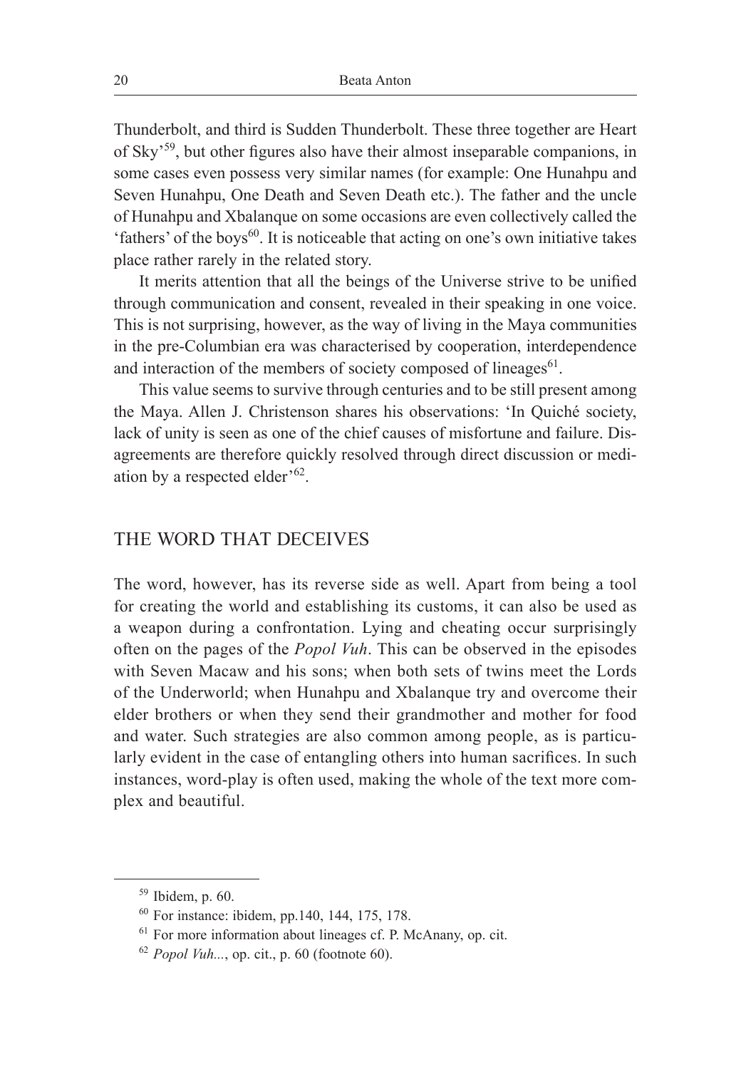Thunderbolt, and third is Sudden Thunderbolt. These three together are Heart of Sky'[59], but other figures also have their almost inseparable companions, in some cases even possess very similar names (for example: One Hunahpu and Seven Hunahpu, One Death and Seven Death etc.). The father and the uncle of Hunahpu and Xbalanque on some occasions are even collectively called the 'fathers' of the boys[60]. It is noticeable that acting on one's own initiative takes place rather rarely in the related story.

It merits attention that all the beings of the Universe strive to be unified through communication and consent, revealed in their speaking in one voice. This is not surprising, however, as the way of living in the Maya communities in the pre-Columbian era was characterised by cooperation, interdependence and interaction of the members of society composed of lineages[61].

This value seems to survive through centuries and to be still present among the Maya. Allen J. Christenson shares his observations: 'In Quiché society, lack of unity is seen as one of the chief causes of misfortune and failure. Disagreements are therefore quickly resolved through direct discussion or mediation by a respected elder'[62].

## THE WORD THAT DECEIVES

The word, however, has its reverse side as well. Apart from being a tool for creating the world and establishing its customs, it can also be used as a weapon during a confrontation. Lying and cheating occur surprisingly often on the pages of the *Popol Vuh*. This can be observed in the episodes with Seven Macaw and his sons; when both sets of twins meet the Lords of the Underworld; when Hunahpu and Xbalanque try and overcome their elder brothers or when they send their grandmother and mother for food and water. Such strategies are also common among people, as is particularly evident in the case of entangling others into human sacrifices. In such instances, word-play is often used, making the whole of the text more complex and beautiful.

---

[59] Ibidem, p. 60.

[60] For instance: ibidem, pp.140, 144, 175, 178.

[61] For more information about lineages cf. P. McAnany, op. cit.

[62] *Popol Vuh...*, op. cit., p. 60 (footnote 60).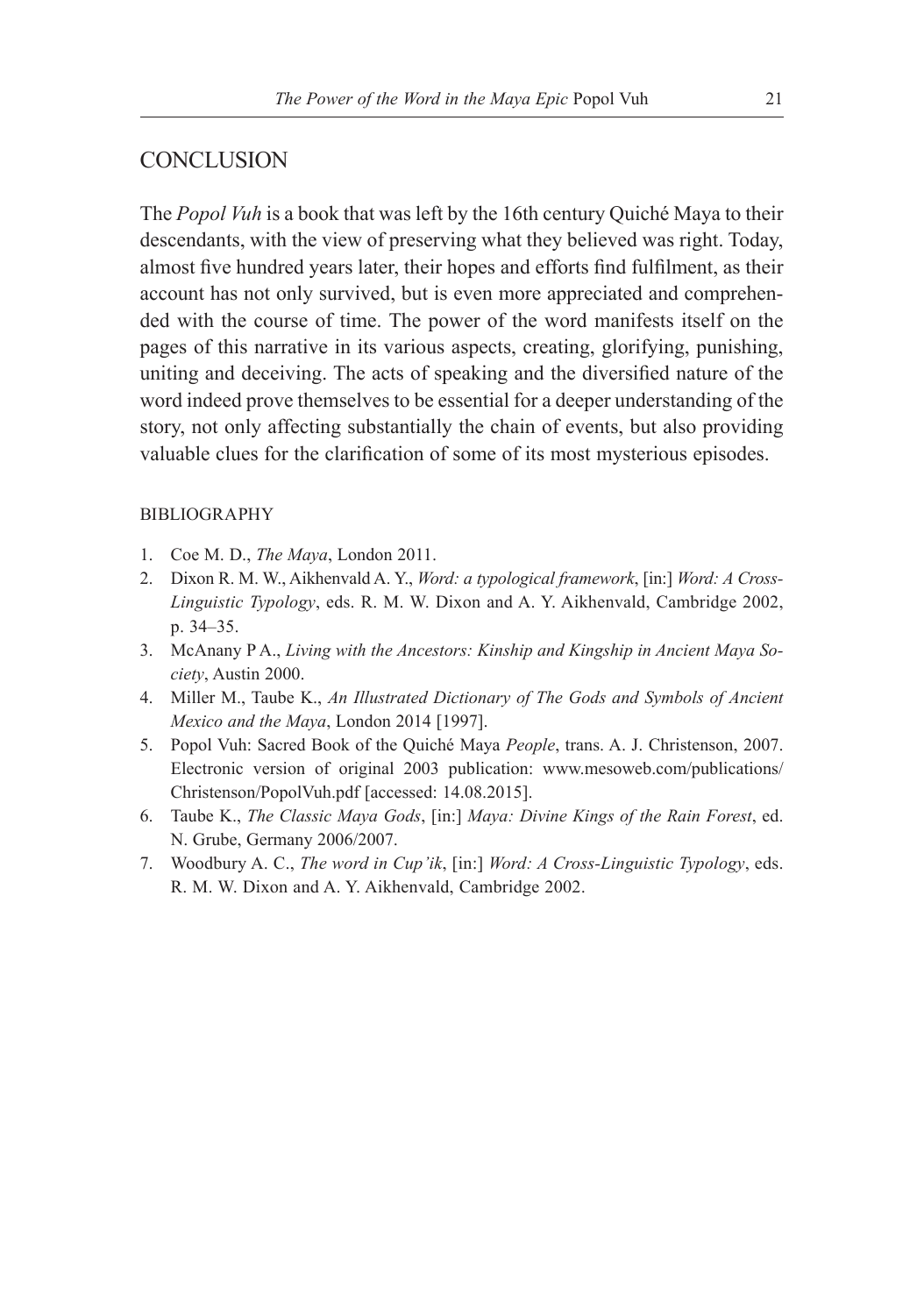## CONCLUSION

The *Popol Vuh* is a book that was left by the 16th century Quiché Maya to their descendants, with the view of preserving what they believed was right. Today, almost five hundred years later, their hopes and efforts find fulfilment, as their account has not only survived, but is even more appreciated and comprehended with the course of time. The power of the word manifests itself on the pages of this narrative in its various aspects, creating, glorifying, punishing, uniting and deceiving. The acts of speaking and the diversified nature of the word indeed prove themselves to be essential for a deeper understanding of the story, not only affecting substantially the chain of events, but also providing valuable clues for the clarification of some of its most mysterious episodes.

### BIBLIOGRAPHY

1. Coe M. D., *The Maya*, London 2011.
2. Dixon R. M. W., Aikhenvald A. Y., *Word: a typological framework*, [in:] *Word: A Cross-Linguistic Typology*, eds. R. M. W. Dixon and A. Y. Aikhenvald, Cambridge 2002, p. 34–35.
3. McAnany P A., *Living with the Ancestors: Kinship and Kingship in Ancient Maya Society*, Austin 2000.
4. Miller M., Taube K., *An Illustrated Dictionary of The Gods and Symbols of Ancient Mexico and the Maya*, London 2014 [1997].
5. Popol Vuh: Sacred Book of the Quiché Maya *People*, trans. A. J. Christenson, 2007. Electronic version of original 2003 publication: www.mesoweb.com/publications/Christenson/PopolVuh.pdf [accessed: 14.08.2015].
6. Taube K., *The Classic Maya Gods*, [in:] *Maya: Divine Kings of the Rain Forest*, ed. N. Grube, Germany 2006/2007.
7. Woodbury A. C., *The word in Cup'ik*, [in:] *Word: A Cross-Linguistic Typology*, eds. R. M. W. Dixon and A. Y. Aikhenvald, Cambridge 2002.